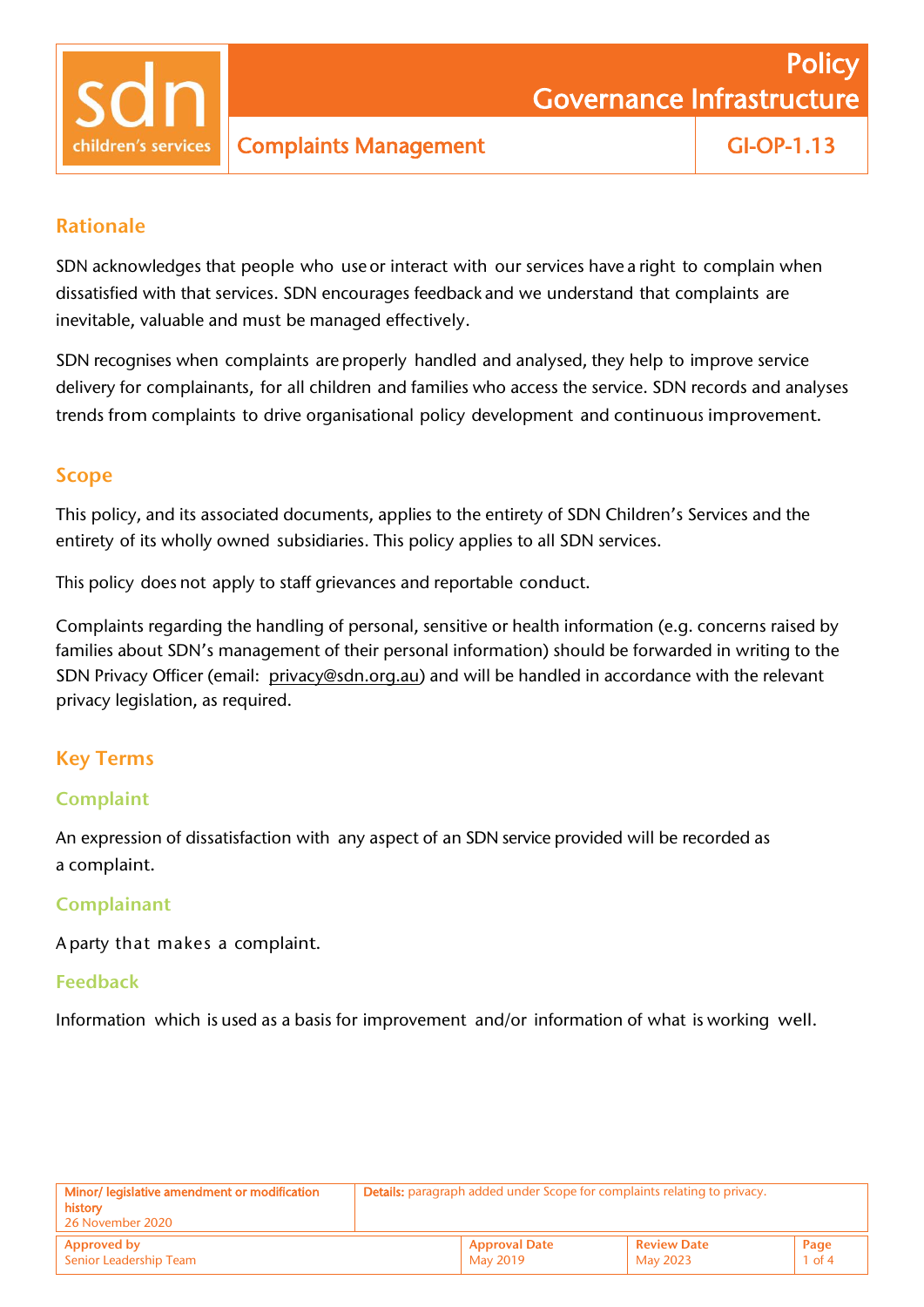# Policy Governance Infrastructure

## Complaints Management

**GI-OP-1.13**

## Rationale

SDN acknowledges that people who use or interact with our services have a right to complain when dissatisfied with that services. SDN encourages feedback and we understand that complaints are inevitable, valuable and must be managed effectively.

SDN recognises when complaints are properly handled and analysed, they help to improve service delivery for complainants, for all children and families who access the service. SDN records and analyses trends from complaints to drive organisational policy development and continuous improvement.

## Scope

This policy, and its associated documents, applies to the entirety of SDN Children's Services and the entirety of its wholly owned subsidiaries. This policy applies to all SDN services.

This policy does not apply to staff grievances and reportable conduct.

Complaints regarding the handling of personal, sensitive or health information (e.g. concerns raised by families about SDN's management of their personal information) should be forwarded in writing to the SDN Privacy Officer (email: privacy@sdn.org.au) and will be handled in accordance with the relevant privacy legislation, as required.

## Key Terms

### Complaint

An expression of dissatisfaction with any aspect of an SDN service provided will be recorded as a complaint.

### Complainant

A party that makes a complaint.

### Feedback

Information which is used as a basis for improvement and/or information of what is working well.

| Minor/ legislative amendment or modification history<br>26 November 2020 | Details: paragraph added under Scope for complaints relating to privacy. | | |
|---|---|---|---|
| Approved by<br>Senior Leadership Team | Approval Date<br>May 2019 | Review Date<br>May 2023 | Page<br>1 of 4 |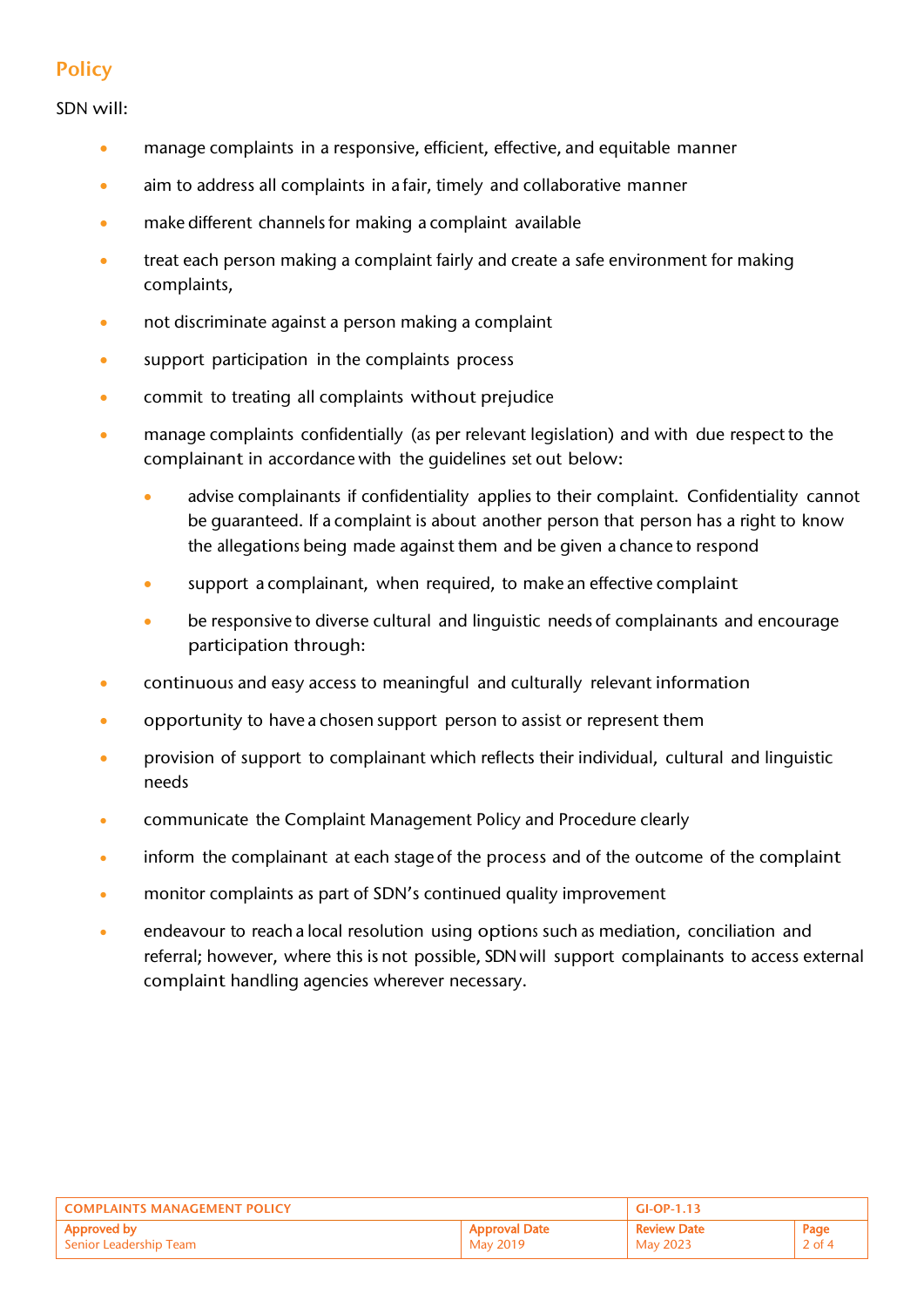## Policy

SDN will:

- manage complaints in a responsive, efficient, effective, and equitable manner
- aim to address all complaints in a fair, timely and collaborative manner
- make different channels for making a complaint available
- treat each person making a complaint fairly and create a safe environment for making complaints,
- not discriminate against a person making a complaint
- support participation in the complaints process
- commit to treating all complaints without prejudice
- manage complaints confidentially (as per relevant legislation) and with due respect to the complainant in accordance with the guidelines set out below:
    - advise complainants if confidentiality applies to their complaint. Confidentiality cannot be guaranteed. If a complaint is about another person that person has a right to know the allegations being made against them and be given a chance to respond
    - support a complainant, when required, to make an effective complaint
    - be responsive to diverse cultural and linguistic needs of complainants and encourage participation through:
- continuous and easy access to meaningful and culturally relevant information
- opportunity to have a chosen support person to assist or represent them
- provision of support to complainant which reflects their individual, cultural and linguistic needs
- communicate the Complaint Management Policy and Procedure clearly
- inform the complainant at each stage of the process and of the outcome of the complaint
- monitor complaints as part of SDN's continued quality improvement
- endeavour to reach a local resolution using options such as mediation, conciliation and referral; however, where this is not possible, SDN will support complainants to access external complaint handling agencies wherever necessary.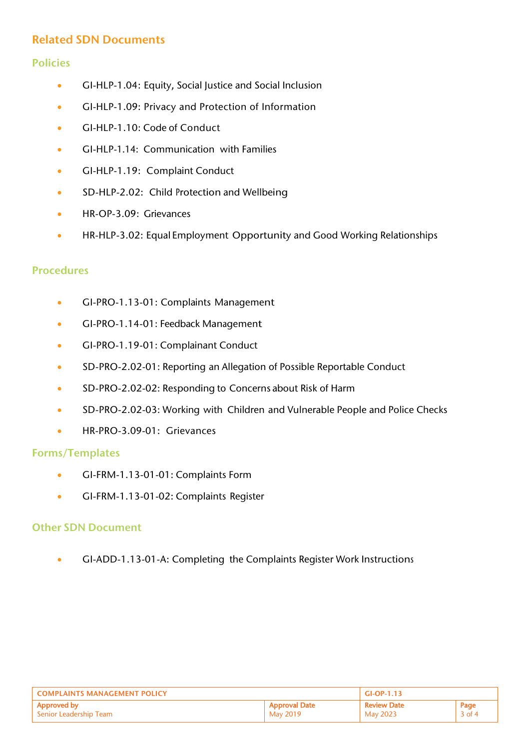## Related SDN Documents

### Policies

- GI-HLP-1.04: Equity, Social Justice and Social Inclusion
- GI-HLP-1.09: Privacy and Protection of Information
- GI-HLP-1.10: Code of Conduct
- GI-HLP-1.14: Communication with Families
- GI-HLP-1.19: Complaint Conduct
- SD-HLP-2.02: Child Protection and Wellbeing
- HR-OP-3.09: Grievances
- HR-HLP-3.02: Equal Employment Opportunity and Good Working Relationships

### Procedures

- GI-PRO-1.13-01: Complaints Management
- GI-PRO-1.14-01: Feedback Management
- GI-PRO-1.19-01: Complainant Conduct
- SD-PRO-2.02-01: Reporting an Allegation of Possible Reportable Conduct
- SD-PRO-2.02-02: Responding to Concerns about Risk of Harm
- SD-PRO-2.02-03: Working with Children and Vulnerable People and Police Checks
- HR-PRO-3.09-01: Grievances

### Forms/Templates

- GI-FRM-1.13-01-01: Complaints Form
- GI-FRM-1.13-01-02: Complaints Register

### Other SDN Document

- GI-ADD-1.13-01-A: Completing the Complaints Register Work Instructions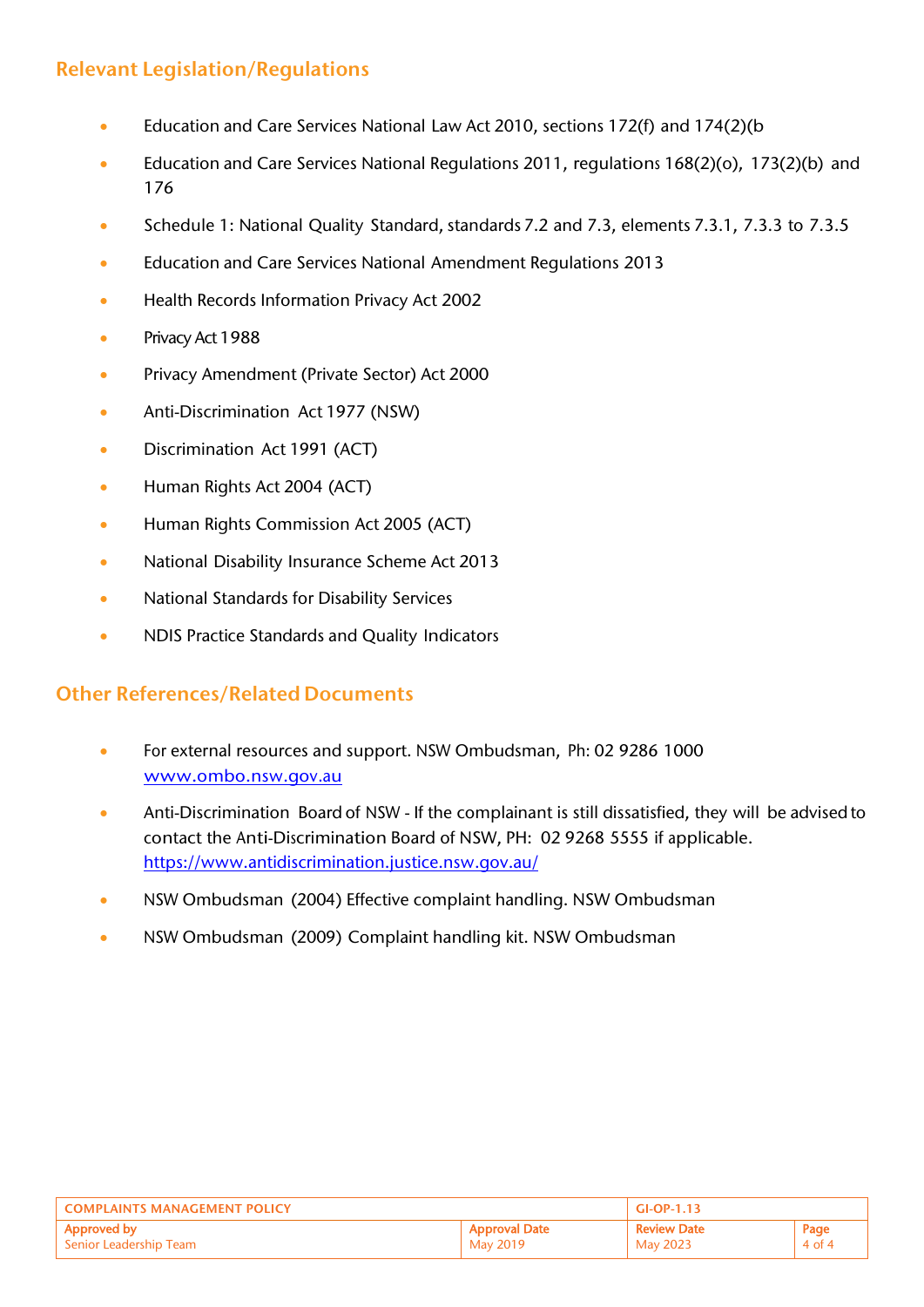## Relevant Legislation/Regulations

- Education and Care Services National Law Act 2010, sections 172(f) and 174(2)(b
- Education and Care Services National Regulations 2011, regulations 168(2)(o), 173(2)(b) and 176
- Schedule 1: National Quality Standard, standards 7.2 and 7.3, elements 7.3.1, 7.3.3 to 7.3.5
- Education and Care Services National Amendment Regulations 2013
- Health Records Information Privacy Act 2002
- Privacy Act 1988
- Privacy Amendment (Private Sector) Act 2000
- Anti-Discrimination Act 1977 (NSW)
- Discrimination Act 1991 (ACT)
- Human Rights Act 2004 (ACT)
- Human Rights Commission Act 2005 (ACT)
- National Disability Insurance Scheme Act 2013
- National Standards for Disability Services
- NDIS Practice Standards and Quality Indicators

## Other References/Related Documents

- For external resources and support. NSW Ombudsman, Ph: 02 9286 1000 [www.ombo.nsw.gov.au](www.ombo.nsw.gov.au)
- Anti-Discrimination Board of NSW - If the complainant is still dissatisfied, they will be advised to contact the Anti-Discrimination Board of NSW, PH: 02 9268 5555 if applicable. [https://www.antidiscrimination.justice.nsw.gov.au/](https://www.antidiscrimination.justice.nsw.gov.au/)
- NSW Ombudsman (2004) Effective complaint handling. NSW Ombudsman
- NSW Ombudsman (2009) Complaint handling kit. NSW Ombudsman